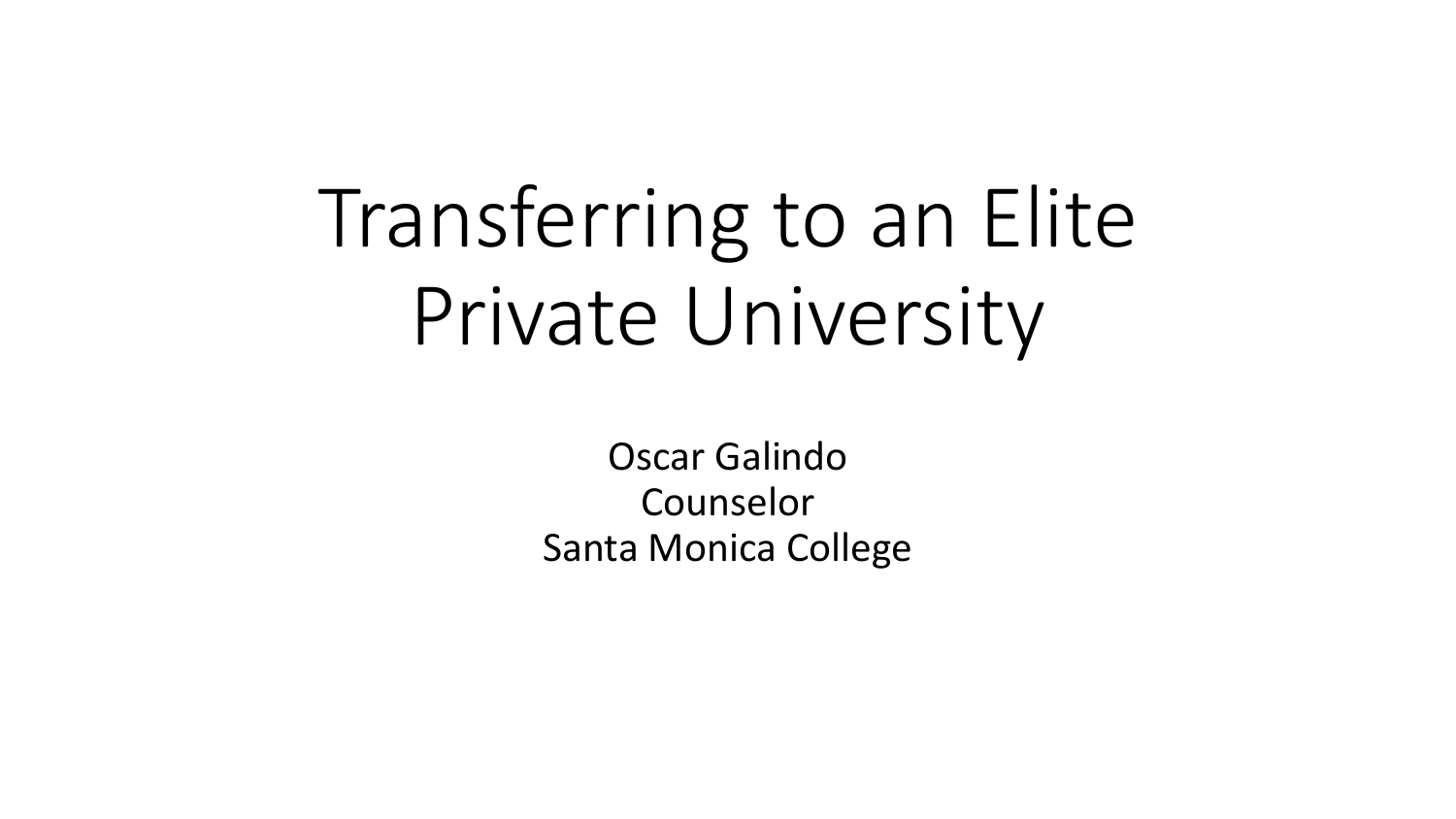# Transferring to an Elite Private University

Oscar Galindo
Counselor
Santa Monica College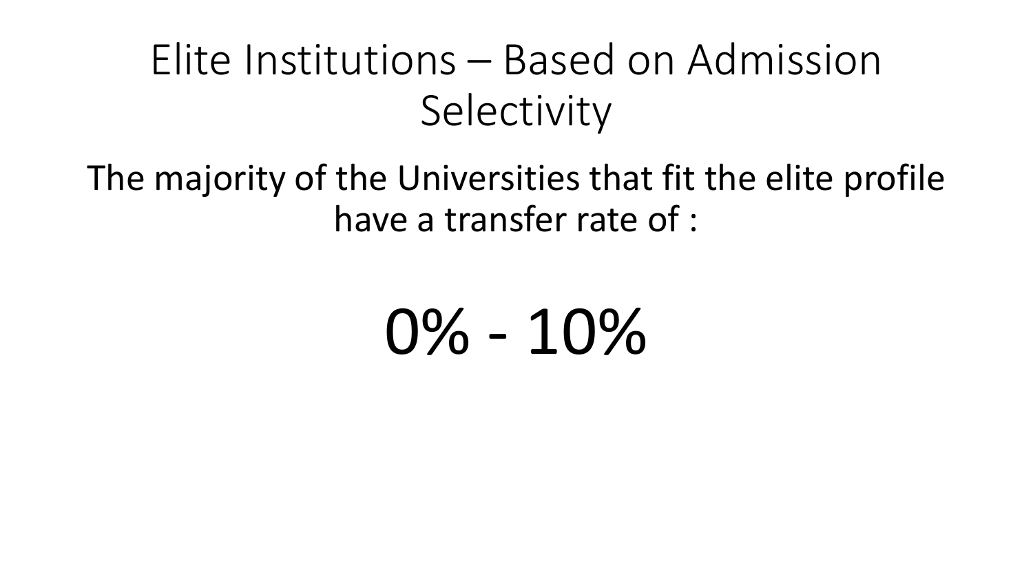# Elite Institutions – Based on Admission Selectivity

The majority of the Universities that fit the elite profile have a transfer rate of :

## 0% - 10%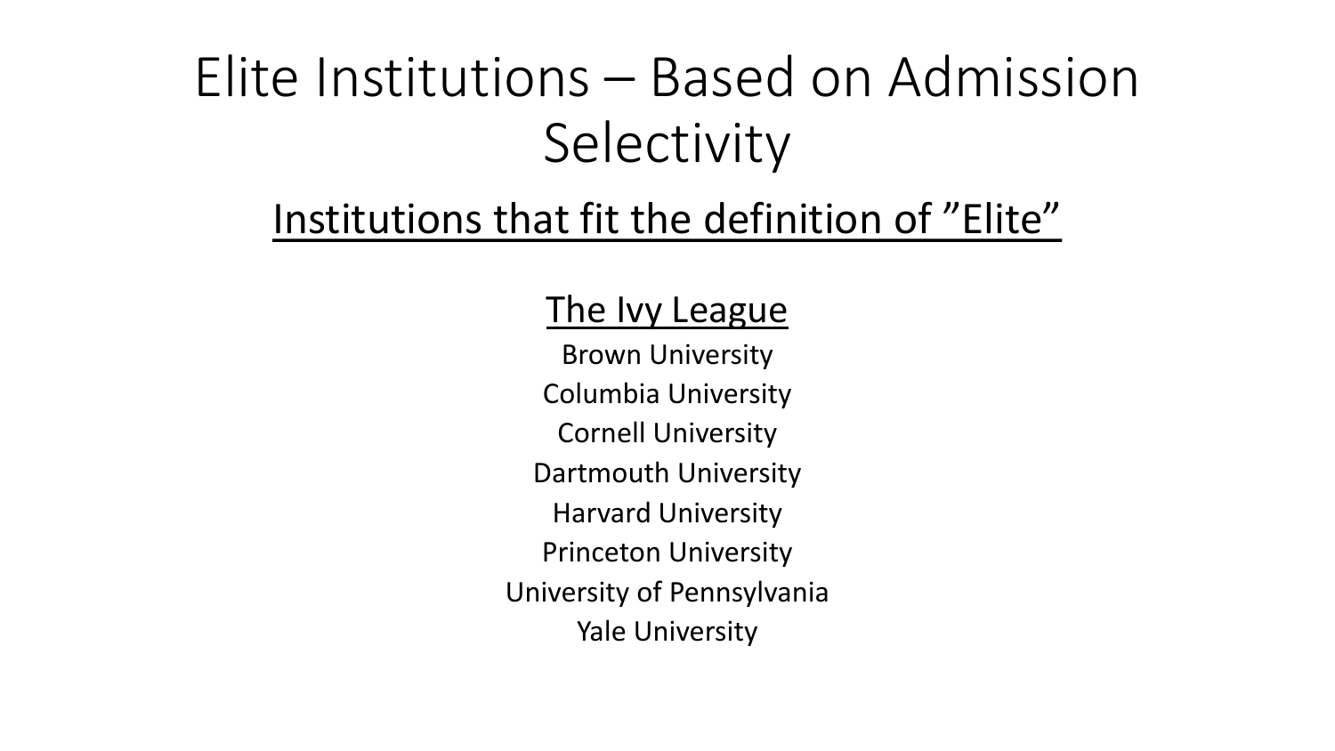# Elite Institutions – Based on Admission Selectivity

## Institutions that fit the definition of ”Elite”

### The Ivy League

Brown University

Columbia University

Cornell University

Dartmouth University

Harvard University

Princeton University

University of Pennsylvania

Yale University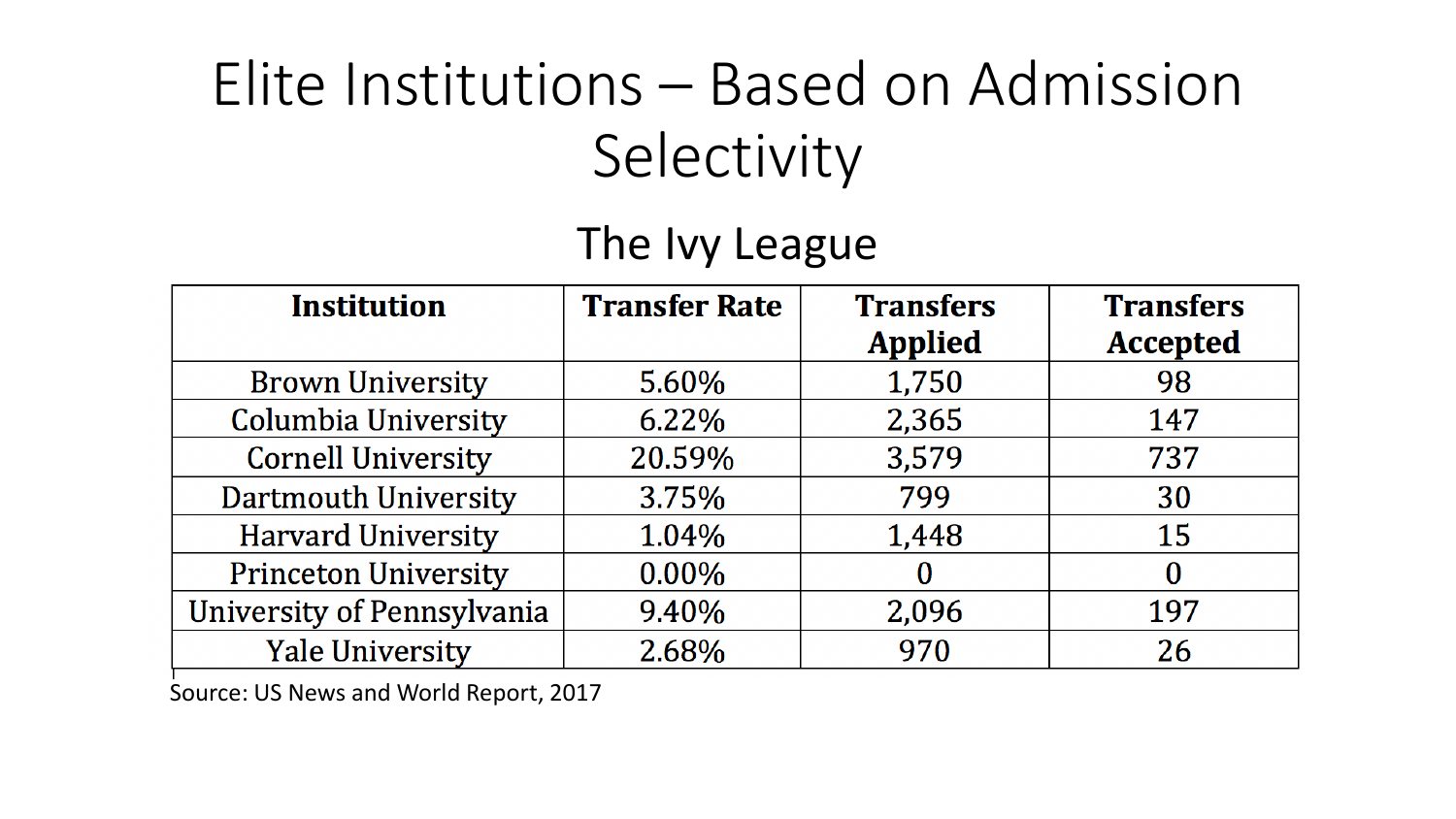# Elite Institutions – Based on Admission Selectivity

## The Ivy League

| Institution | Transfer Rate | Transfers Applied | Transfers Accepted |
|---|---|---|---|
| Brown University | 5.60% | 1,750 | 98 |
| Columbia University | 6.22% | 2,365 | 147 |
| Cornell University | 20.59% | 3,579 | 737 |
| Dartmouth University | 3.75% | 799 | 30 |
| Harvard University | 1.04% | 1,448 | 15 |
| Princeton University | 0.00% | 0 | 0 |
| University of Pennsylvania | 9.40% | 2,096 | 197 |
| Yale University | 2.68% | 970 | 26 |

Source: US News and World Report, 2017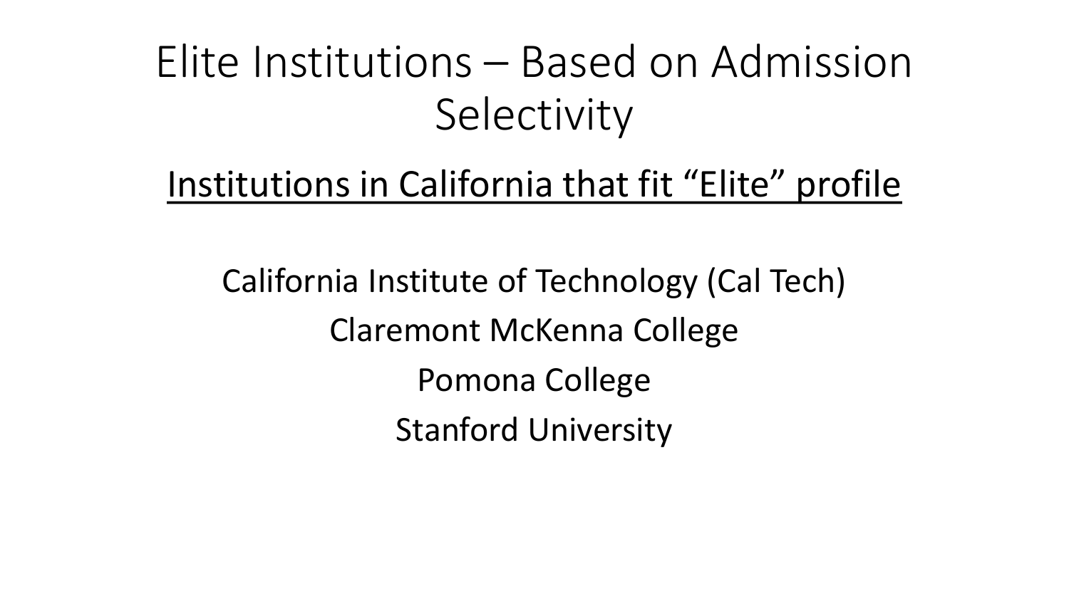# Elite Institutions – Based on Admission Selectivity

<u>Institutions in California that fit "Elite" profile</u>

California Institute of Technology (Cal Tech)

Claremont McKenna College

Pomona College

Stanford University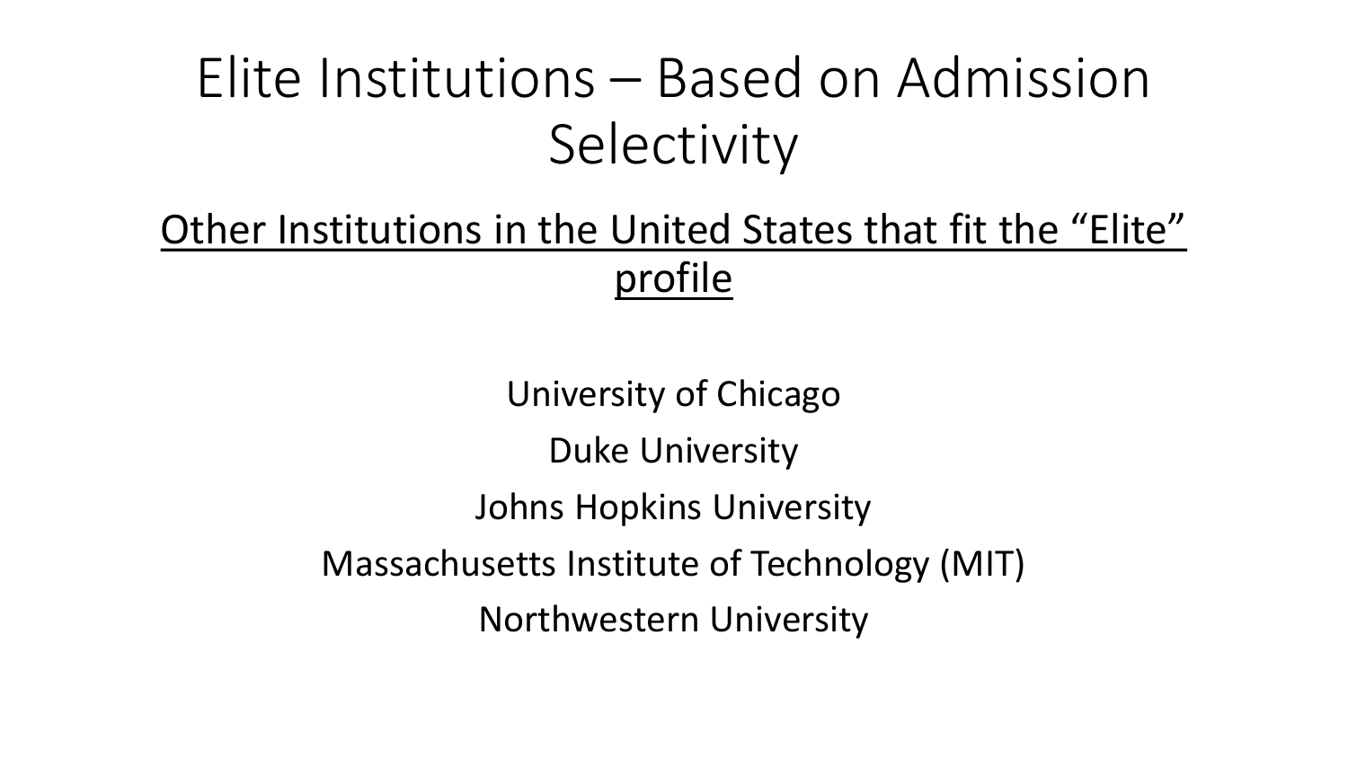# Elite Institutions – Based on Admission Selectivity

## Other Institutions in the United States that fit the "Elite" profile

University of Chicago

Duke University

Johns Hopkins University

Massachusetts Institute of Technology (MIT)

Northwestern University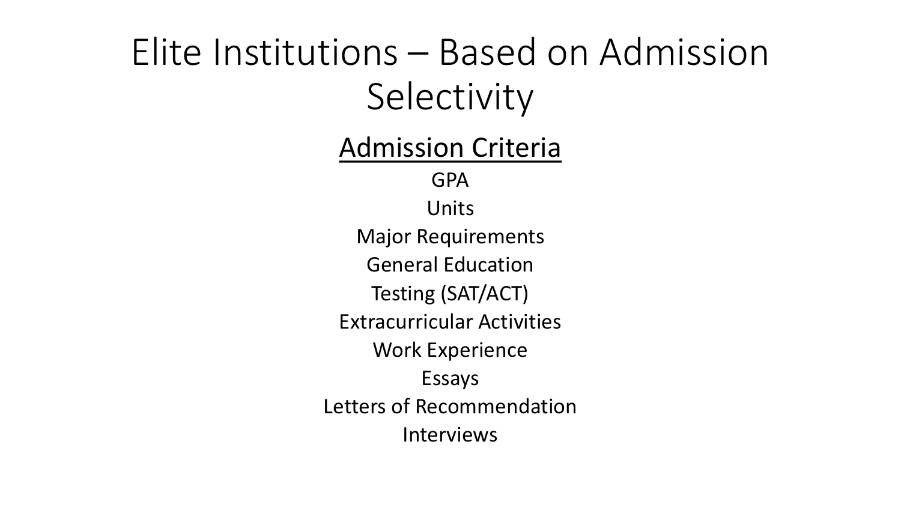# Elite Institutions – Based on Admission Selectivity

## Admission Criteria

GPA

Units

Major Requirements

General Education

Testing (SAT/ACT)

Extracurricular Activities

Work Experience

Essays

Letters of Recommendation

Interviews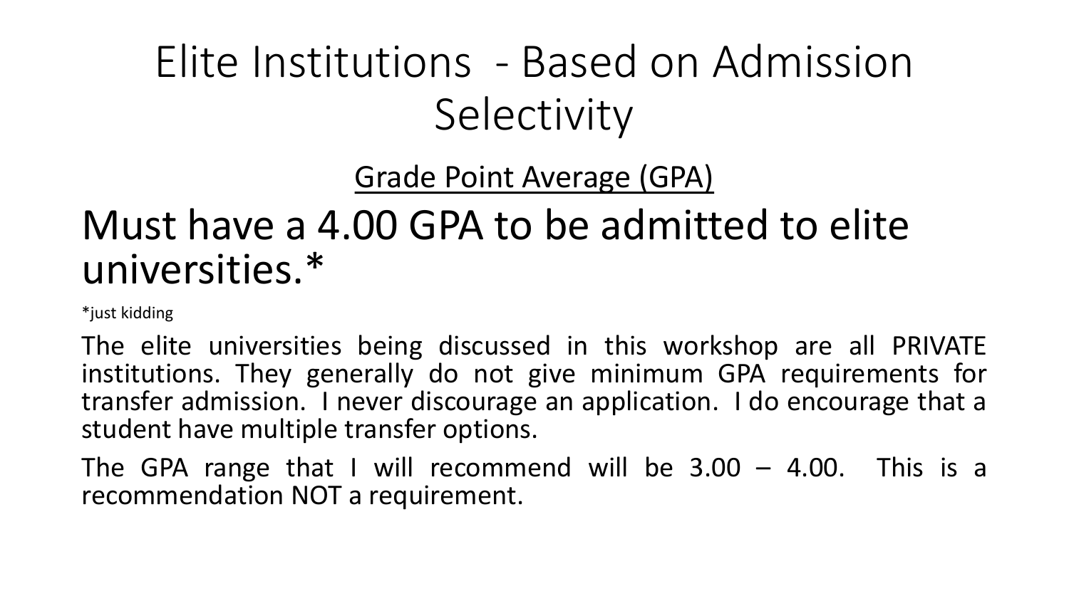# Elite Institutions - Based on Admission Selectivity

## Grade Point Average (GPA)

## Must have a 4.00 GPA to be admitted to elite universities.*

*just kidding

The elite universities being discussed in this workshop are all PRIVATE institutions. They generally do not give minimum GPA requirements for transfer admission. I never discourage an application. I do encourage that a student have multiple transfer options.

The GPA range that I will recommend will be 3.00 – 4.00. This is a recommendation NOT a requirement.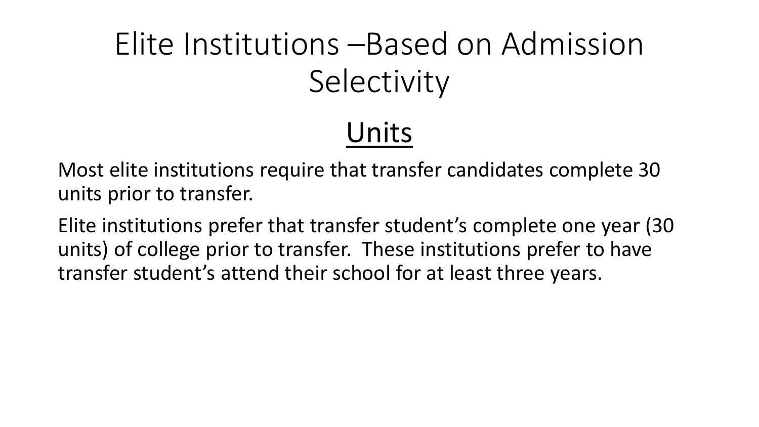# Elite Institutions –Based on Admission Selectivity

## <u>Units</u>

Most elite institutions require that transfer candidates complete 30 units prior to transfer.

Elite institutions prefer that transfer student's complete one year (30 units) of college prior to transfer. These institutions prefer to have transfer student's attend their school for at least three years.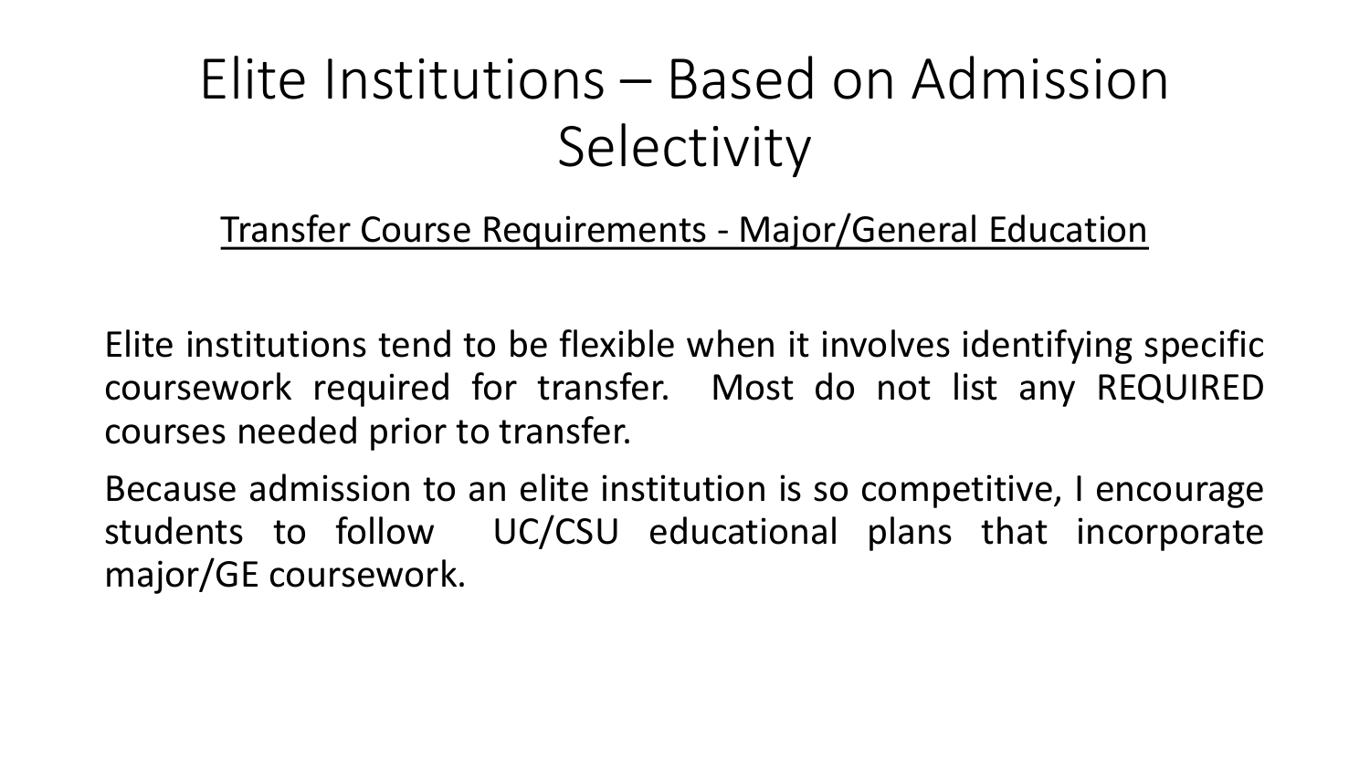# Elite Institutions – Based on Admission Selectivity

## Transfer Course Requirements - Major/General Education

Elite institutions tend to be flexible when it involves identifying specific coursework required for transfer. Most do not list any REQUIRED courses needed prior to transfer.

Because admission to an elite institution is so competitive, I encourage students to follow UC/CSU educational plans that incorporate major/GE coursework.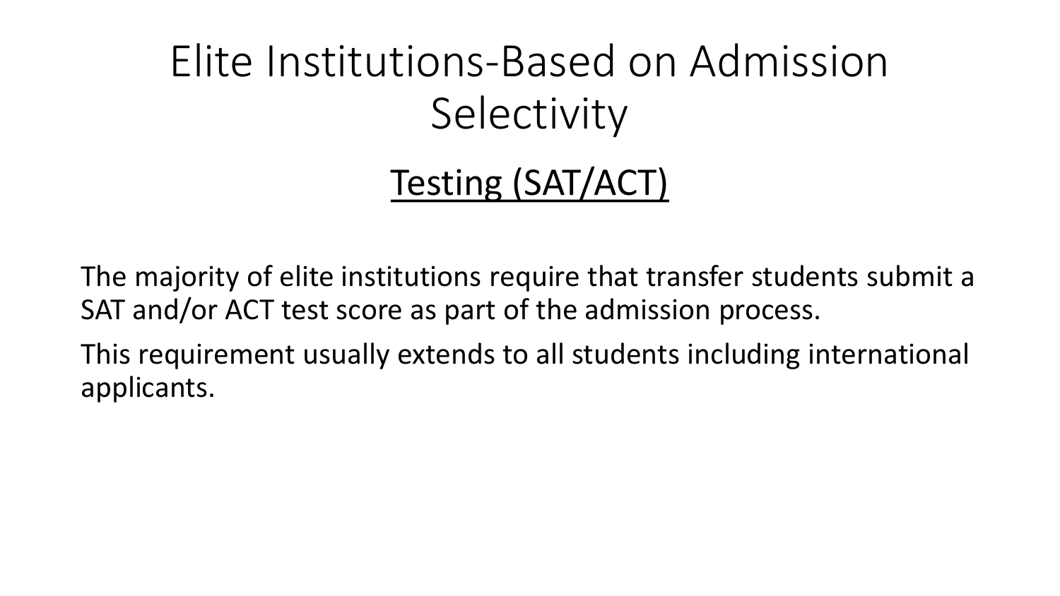# Elite Institutions-Based on Admission Selectivity

## Testing (SAT/ACT)

The majority of elite institutions require that transfer students submit a SAT and/or ACT test score as part of the admission process.

This requirement usually extends to all students including international applicants.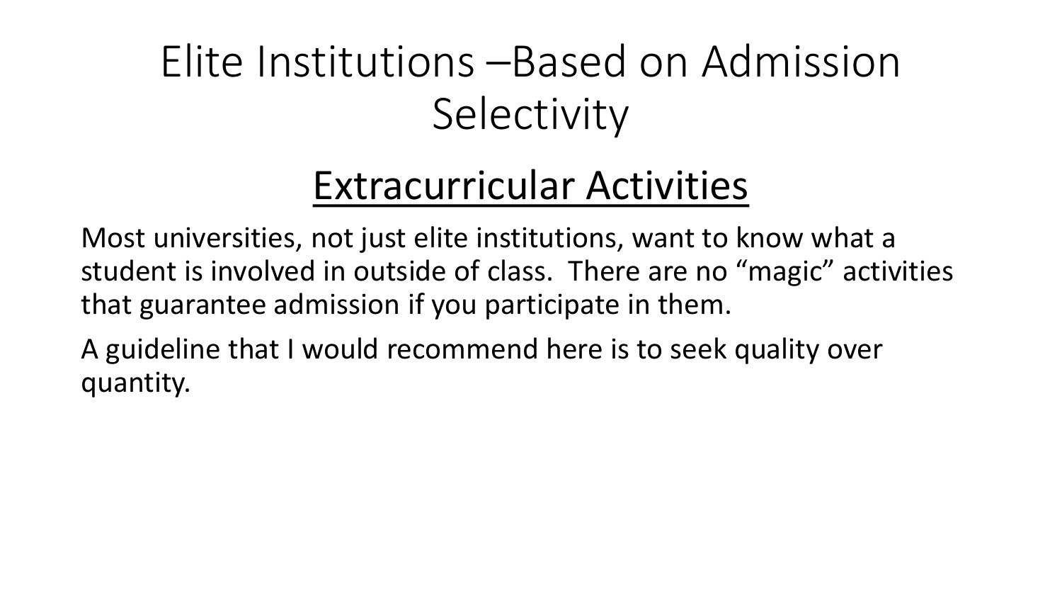# Elite Institutions –Based on Admission Selectivity

## Extracurricular Activities

Most universities, not just elite institutions, want to know what a student is involved in outside of class. There are no "magic" activities that guarantee admission if you participate in them.

A guideline that I would recommend here is to seek quality over quantity.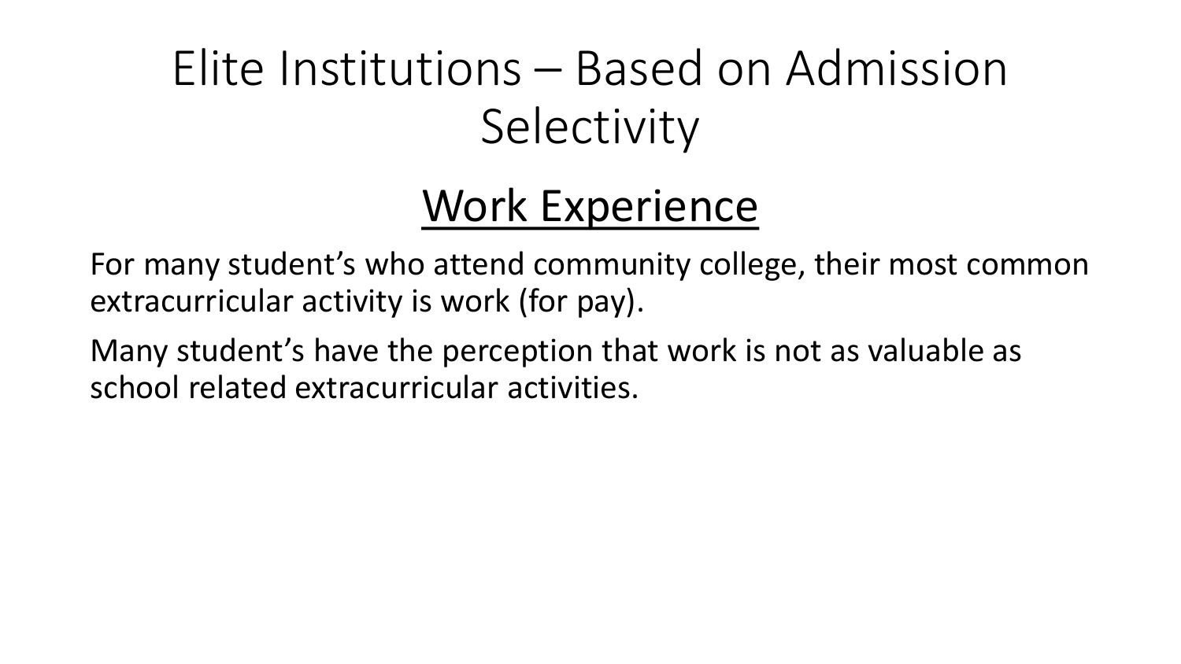# Elite Institutions – Based on Admission Selectivity

## Work Experience

For many student's who attend community college, their most common extracurricular activity is work (for pay).

Many student's have the perception that work is not as valuable as school related extracurricular activities.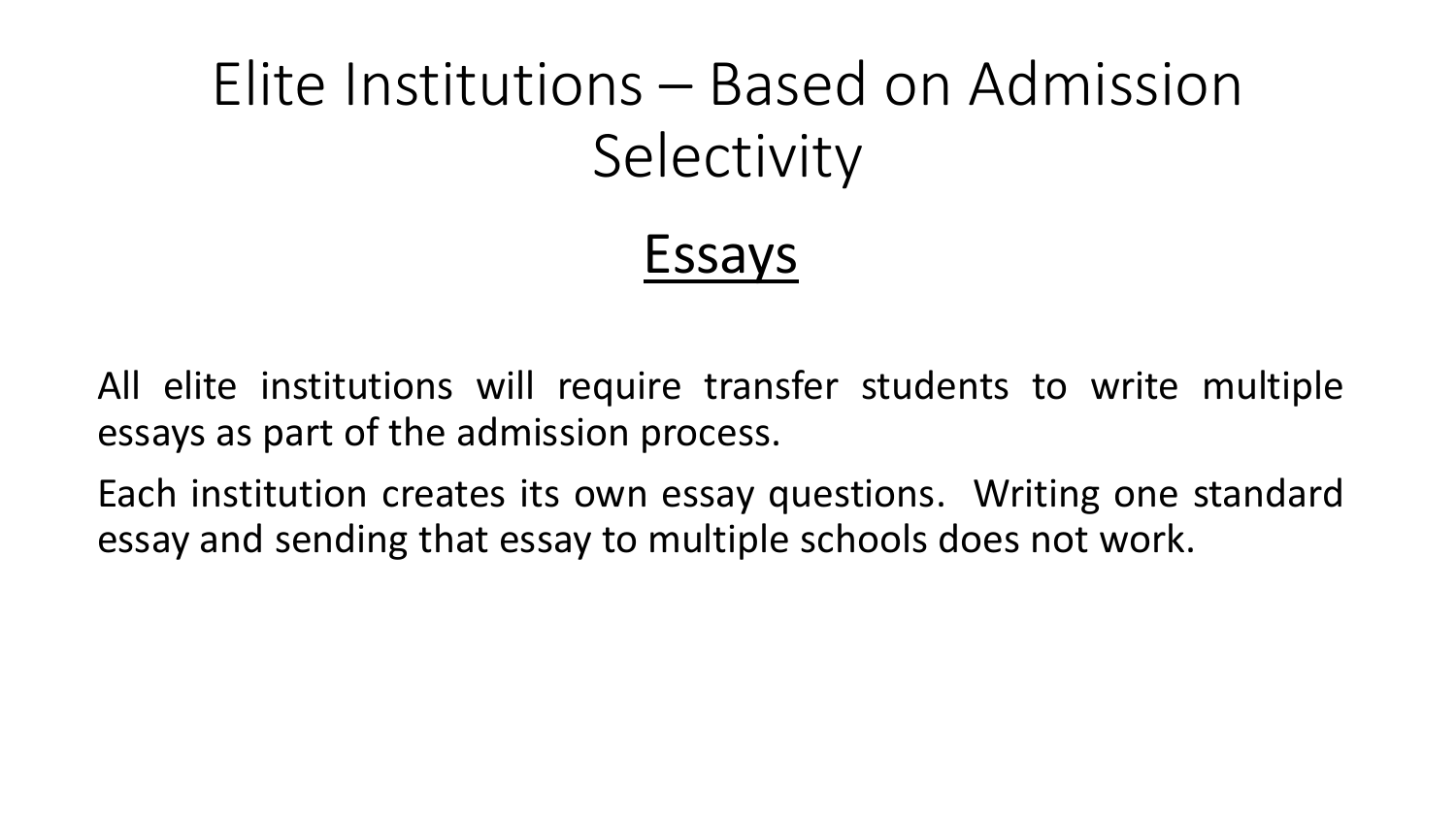# Elite Institutions – Based on Admission Selectivity

## Essays

All elite institutions will require transfer students to write multiple essays as part of the admission process.

Each institution creates its own essay questions. Writing one standard essay and sending that essay to multiple schools does not work.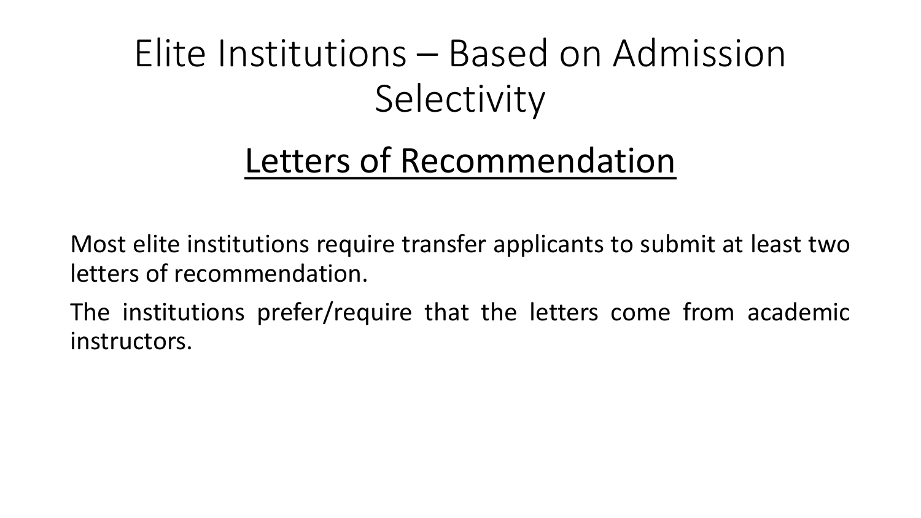# Elite Institutions – Based on Admission Selectivity

## Letters of Recommendation

Most elite institutions require transfer applicants to submit at least two letters of recommendation.

The institutions prefer/require that the letters come from academic instructors.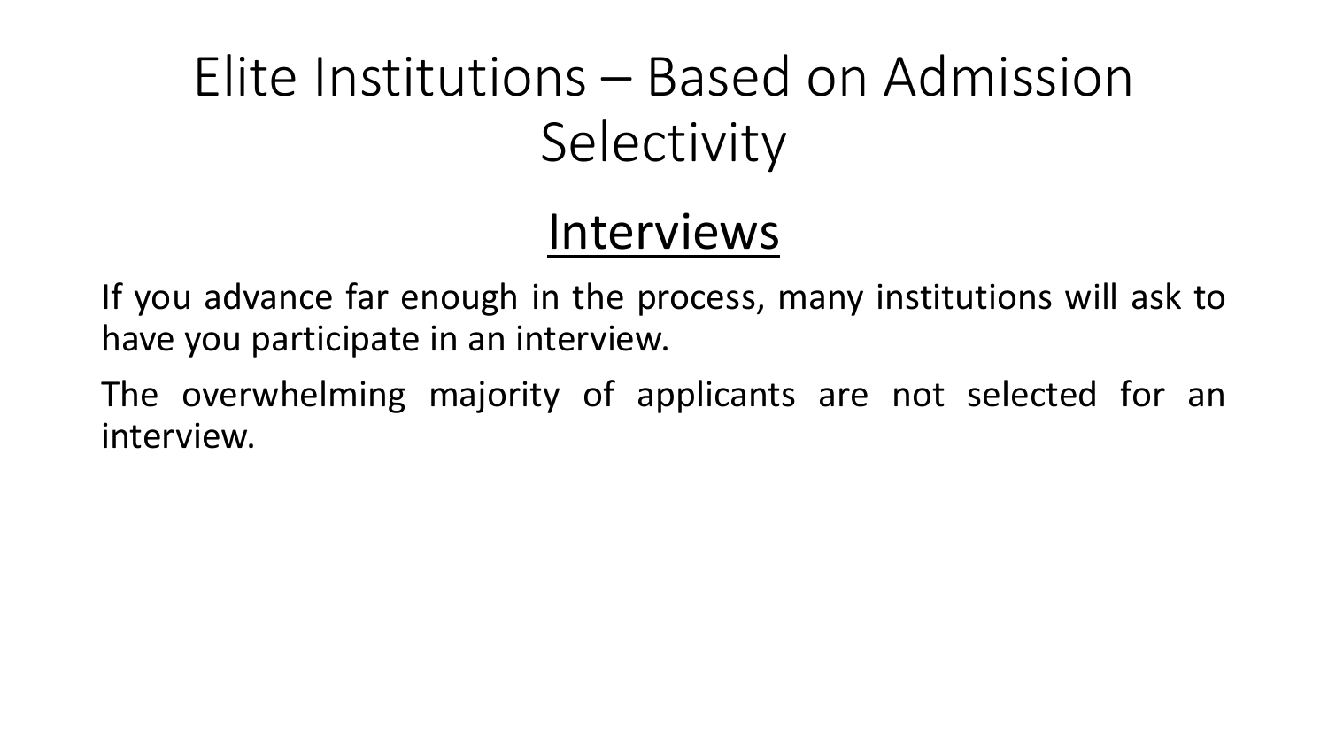# Elite Institutions – Based on Admission Selectivity

## Interviews

If you advance far enough in the process, many institutions will ask to have you participate in an interview.

The overwhelming majority of applicants are not selected for an interview.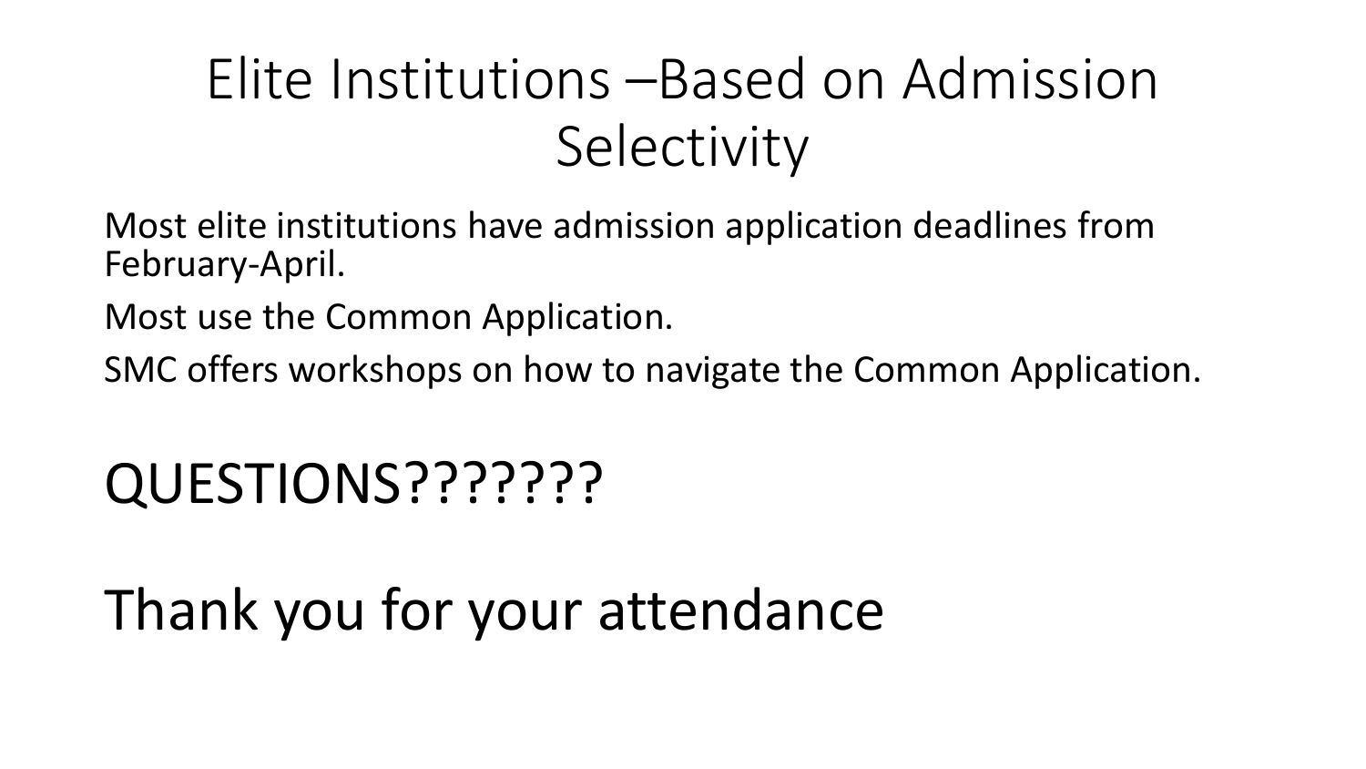# Elite Institutions –Based on Admission Selectivity

Most elite institutions have admission application deadlines from February-April.

Most use the Common Application.

SMC offers workshops on how to navigate the Common Application.

## QUESTIONS???????

## Thank you for your attendance